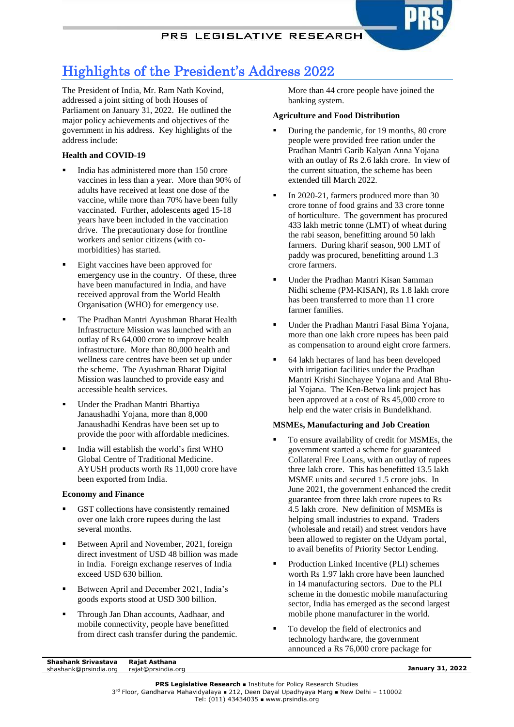# Highlights of the President's Address 2022

The President of India, Mr. Ram Nath Kovind, addressed a joint sitting of both Houses of Parliament on January 31, 2022. He outlined the major policy achievements and objectives of the government in his address. Key highlights of the address include:

### Health and COVID-19

- India has administered more than 150 crore vaccines in less than a year. More than 90% of adults have received at least one dose of the vaccine, while more than 70% have been fully vaccinated. Further, adolescents aged 15-18 years have been included in the vaccination drive. The precautionary dose for frontline workers and senior citizens (with co-morbidities) has started.
- Eight vaccines have been approved for emergency use in the country. Of these, three have been manufactured in India, and have received approval from the World Health Organisation (WHO) for emergency use.
- The Pradhan Mantri Ayushman Bharat Health Infrastructure Mission was launched with an outlay of Rs 64,000 crore to improve health infrastructure. More than 80,000 health and wellness care centres have been set up under the scheme. The Ayushman Bharat Digital Mission was launched to provide easy and accessible health services.
- Under the Pradhan Mantri Bhartiya Janaushadhi Yojana, more than 8,000 Janaushadhi Kendras have been set up to provide the poor with affordable medicines.
- India will establish the world's first WHO Global Centre of Traditional Medicine. AYUSH products worth Rs 11,000 crore have been exported from India.

### Economy and Finance

- GST collections have consistently remained over one lakh crore rupees during the last several months.
- Between April and November, 2021, foreign direct investment of USD 48 billion was made in India. Foreign exchange reserves of India exceed USD 630 billion.
- Between April and December 2021, India's goods exports stood at USD 300 billion.
- Through Jan Dhan accounts, Aadhaar, and mobile connectivity, people have benefitted from direct cash transfer during the pandemic. More than 44 crore people have joined the banking system.

### Agriculture and Food Distribution

- During the pandemic, for 19 months, 80 crore people were provided free ration under the Pradhan Mantri Garib Kalyan Anna Yojana with an outlay of Rs 2.6 lakh crore. In view of the current situation, the scheme has been extended till March 2022.
- In 2020-21, farmers produced more than 30 crore tonne of food grains and 33 crore tonne of horticulture. The government has procured 433 lakh metric tonne (LMT) of wheat during the rabi season, benefitting around 50 lakh farmers. During kharif season, 900 LMT of paddy was procured, benefitting around 1.3 crore farmers.
- Under the Pradhan Mantri Kisan Samman Nidhi scheme (PM-KISAN), Rs 1.8 lakh crore has been transferred to more than 11 crore farmer families.
- Under the Pradhan Mantri Fasal Bima Yojana, more than one lakh crore rupees has been paid as compensation to around eight crore farmers.
- 64 lakh hectares of land has been developed with irrigation facilities under the Pradhan Mantri Krishi Sinchayee Yojana and Atal Bhu-jal Yojana. The Ken-Betwa link project has been approved at a cost of Rs 45,000 crore to help end the water crisis in Bundelkhand.

### MSMEs, Manufacturing and Job Creation

- To ensure availability of credit for MSMEs, the government started a scheme for guaranteed Collateral Free Loans, with an outlay of rupees three lakh crore. This has benefitted 13.5 lakh MSME units and secured 1.5 crore jobs. In June 2021, the government enhanced the credit guarantee from three lakh crore rupees to Rs 4.5 lakh crore. New definition of MSMEs is helping small industries to expand. Traders (wholesale and retail) and street vendors have been allowed to register on the Udyam portal, to avail benefits of Priority Sector Lending.
- Production Linked Incentive (PLI) schemes worth Rs 1.97 lakh crore have been launched in 14 manufacturing sectors. Due to the PLI scheme in the domestic mobile manufacturing sector, India has emerged as the second largest mobile phone manufacturer in the world.
- To develop the field of electronics and technology hardware, the government announced a Rs 76,000 crore package for

**Shashank Srivastava** shashank@prsindia.org **Rajat Asthana** rajat@prsindia.org

January 31, 2022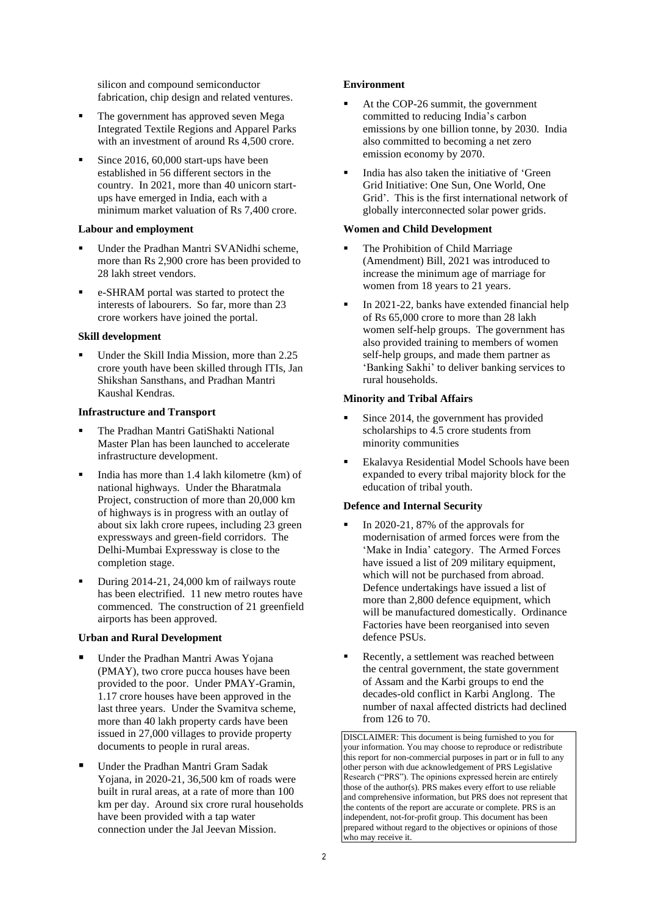silicon and compound semiconductor fabrication, chip design and related ventures.

- The government has approved seven Mega Integrated Textile Regions and Apparel Parks with an investment of around Rs 4,500 crore.
- Since 2016, 60,000 start-ups have been established in 56 different sectors in the country. In 2021, more than 40 unicorn start-ups have emerged in India, each with a minimum market valuation of Rs 7,400 crore.

**Labour and employment**

- Under the Pradhan Mantri SVANidhi scheme, more than Rs 2,900 crore has been provided to 28 lakh street vendors.
- e-SHRAM portal was started to protect the interests of labourers. So far, more than 23 crore workers have joined the portal.

**Skill development**

- Under the Skill India Mission, more than 2.25 crore youth have been skilled through ITIs, Jan Shikshan Sansthans, and Pradhan Mantri Kaushal Kendras.

**Infrastructure and Transport**

- The Pradhan Mantri GatiShakti National Master Plan has been launched to accelerate infrastructure development.
- India has more than 1.4 lakh kilometre (km) of national highways. Under the Bharatmala Project, construction of more than 20,000 km of highways is in progress with an outlay of about six lakh crore rupees, including 23 green expressways and green-field corridors. The Delhi-Mumbai Expressway is close to the completion stage.
- During 2014-21, 24,000 km of railways route has been electrified. 11 new metro routes have commenced. The construction of 21 greenfield airports has been approved.

**Urban and Rural Development**

- Under the Pradhan Mantri Awas Yojana (PMAY), two crore pucca houses have been provided to the poor. Under PMAY-Gramin, 1.17 crore houses have been approved in the last three years. Under the Svamitva scheme, more than 40 lakh property cards have been issued in 27,000 villages to provide property documents to people in rural areas.
- Under the Pradhan Mantri Gram Sadak Yojana, in 2020-21, 36,500 km of roads were built in rural areas, at a rate of more than 100 km per day. Around six crore rural households have been provided with a tap water connection under the Jal Jeevan Mission.

**Environment**

- At the COP-26 summit, the government committed to reducing India's carbon emissions by one billion tonne, by 2030. India also committed to becoming a net zero emission economy by 2070.
- India has also taken the initiative of 'Green Grid Initiative: One Sun, One World, One Grid'. This is the first international network of globally interconnected solar power grids.

**Women and Child Development**

- The Prohibition of Child Marriage (Amendment) Bill, 2021 was introduced to increase the minimum age of marriage for women from 18 years to 21 years.
- In 2021-22, banks have extended financial help of Rs 65,000 crore to more than 28 lakh women self-help groups. The government has also provided training to members of women self-help groups, and made them partner as 'Banking Sakhi' to deliver banking services to rural households.

**Minority and Tribal Affairs**

- Since 2014, the government has provided scholarships to 4.5 crore students from minority communities
- Ekalavya Residential Model Schools have been expanded to every tribal majority block for the education of tribal youth.

**Defence and Internal Security**

- In 2020-21, 87% of the approvals for modernisation of armed forces were from the 'Make in India' category. The Armed Forces have issued a list of 209 military equipment, which will not be purchased from abroad. Defence undertakings have issued a list of more than 2,800 defence equipment, which will be manufactured domestically. Ordinance Factories have been reorganised into seven defence PSUs.
- Recently, a settlement was reached between the central government, the state government of Assam and the Karbi groups to end the decades-old conflict in Karbi Anglong. The number of naxal affected districts had declined from 126 to 70.

DISCLAIMER: This document is being furnished to you for your information. You may choose to reproduce or redistribute this report for non-commercial purposes in part or in full to any other person with due acknowledgement of PRS Legislative Research ("PRS"). The opinions expressed herein are entirely those of the author(s). PRS makes every effort to use reliable and comprehensive information, but PRS does not represent that the contents of the report are accurate or complete. PRS is an independent, not-for-profit group. This document has been prepared without regard to the objectives or opinions of those who may receive it.